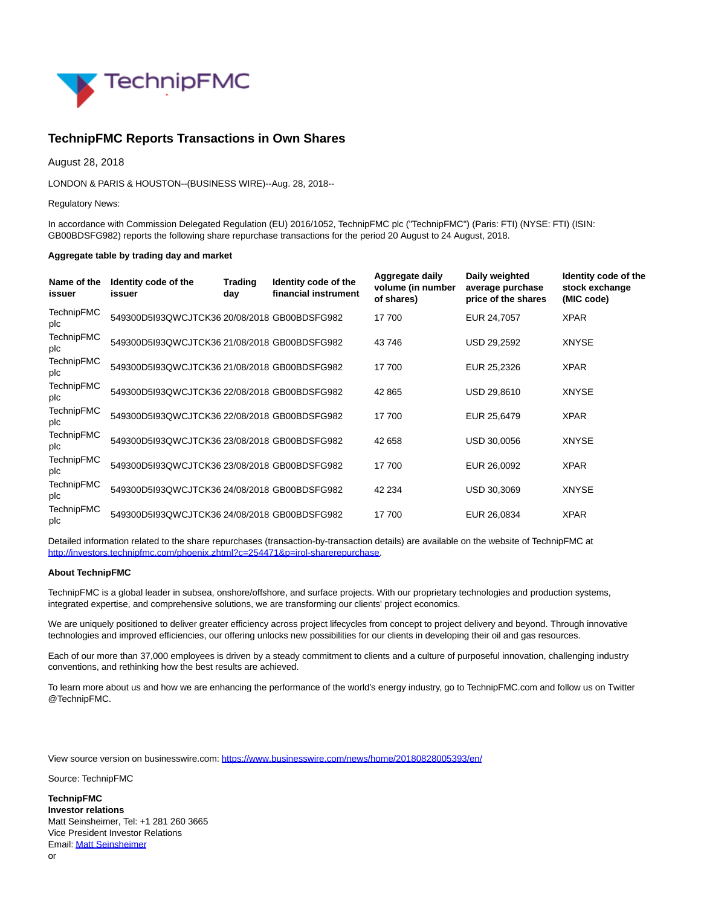# TechnipFMC Reports Transactions in Own Shares

August 28, 2018

LONDON & PARIS & HOUSTON--(BUSINESS WIRE)--Aug. 28, 2018--

Regulatory News:

In accordance with Commission Delegated Regulation (EU) 2016/1052, TechnipFMC plc ("TechnipFMC") (Paris: FTI) (NYSE: FTI) (ISIN: GB00BDSFG982) reports the following share repurchase transactions for the period 20 August to 24 August, 2018.

**Aggregate table by trading day and market**

| Name of the issuer | Identity code of the issuer | Trading day | Identity code of the financial instrument | Aggregate daily volume (in number of shares) | Daily weighted average purchase price of the shares | Identity code of the stock exchange (MIC code) |
|---|---|---|---|---|---|---|
| TechnipFMC plc | 549300D5I93QWCJTCK36 | 20/08/2018 | GB00BDSFG982 | 17 700 | EUR 24,7057 | XPAR |
| TechnipFMC plc | 549300D5I93QWCJTCK36 | 21/08/2018 | GB00BDSFG982 | 43 746 | USD 29,2592 | XNYSE |
| TechnipFMC plc | 549300D5I93QWCJTCK36 | 21/08/2018 | GB00BDSFG982 | 17 700 | EUR 25,2326 | XPAR |
| TechnipFMC plc | 549300D5I93QWCJTCK36 | 22/08/2018 | GB00BDSFG982 | 42 865 | USD 29,8610 | XNYSE |
| TechnipFMC plc | 549300D5I93QWCJTCK36 | 22/08/2018 | GB00BDSFG982 | 17 700 | EUR 25,6479 | XPAR |
| TechnipFMC plc | 549300D5I93QWCJTCK36 | 23/08/2018 | GB00BDSFG982 | 42 658 | USD 30,0056 | XNYSE |
| TechnipFMC plc | 549300D5I93QWCJTCK36 | 23/08/2018 | GB00BDSFG982 | 17 700 | EUR 26,0092 | XPAR |
| TechnipFMC plc | 549300D5I93QWCJTCK36 | 24/08/2018 | GB00BDSFG982 | 42 234 | USD 30,3069 | XNYSE |
| TechnipFMC plc | 549300D5I93QWCJTCK36 | 24/08/2018 | GB00BDSFG982 | 17 700 | EUR 26,0834 | XPAR |

Detailed information related to the share repurchases (transaction-by-transaction details) are available on the website of TechnipFMC at http://investors.technipfmc.com/phoenix.zhtml?c=254471&p=irol-sharerepurchase.

**About TechnipFMC**

TechnipFMC is a global leader in subsea, onshore/offshore, and surface projects. With our proprietary technologies and production systems, integrated expertise, and comprehensive solutions, we are transforming our clients' project economics.

We are uniquely positioned to deliver greater efficiency across project lifecycles from concept to project delivery and beyond. Through innovative technologies and improved efficiencies, our offering unlocks new possibilities for our clients in developing their oil and gas resources.

Each of our more than 37,000 employees is driven by a steady commitment to clients and a culture of purposeful innovation, challenging industry conventions, and rethinking how the best results are achieved.

To learn more about us and how we are enhancing the performance of the world's energy industry, go to TechnipFMC.com and follow us on Twitter @TechnipFMC.

View source version on businesswire.com: https://www.businesswire.com/news/home/20180828005393/en/

Source: TechnipFMC

**TechnipFMC**
**Investor relations**
Matt Seinsheimer, Tel: +1 281 260 3665
Vice President Investor Relations
Email: Matt Seinsheimer
or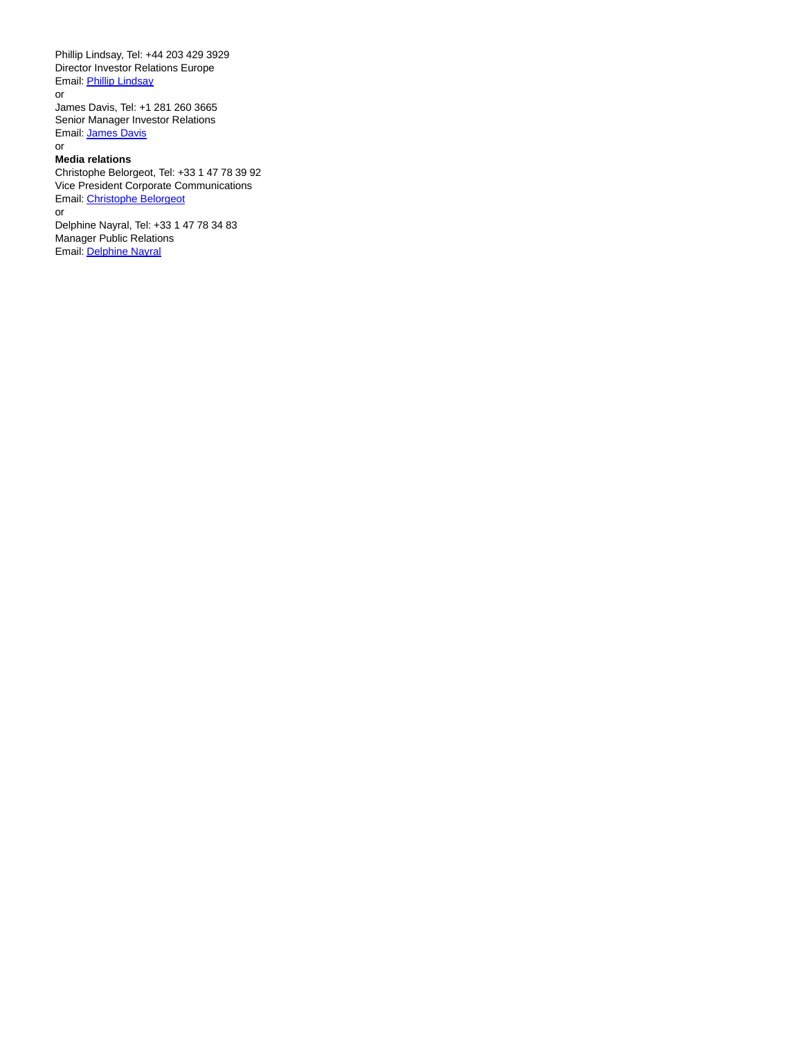Phillip Lindsay, Tel: +44 203 429 3929
Director Investor Relations Europe
Email: Phillip Lindsay
or
James Davis, Tel: +1 281 260 3665
Senior Manager Investor Relations
Email: James Davis
or
**Media relations**
Christophe Belorgeot, Tel: +33 1 47 78 39 92
Vice President Corporate Communications
Email: Christophe Belorgeot
or
Delphine Nayral, Tel: +33 1 47 78 34 83
Manager Public Relations
Email: Delphine Nayral